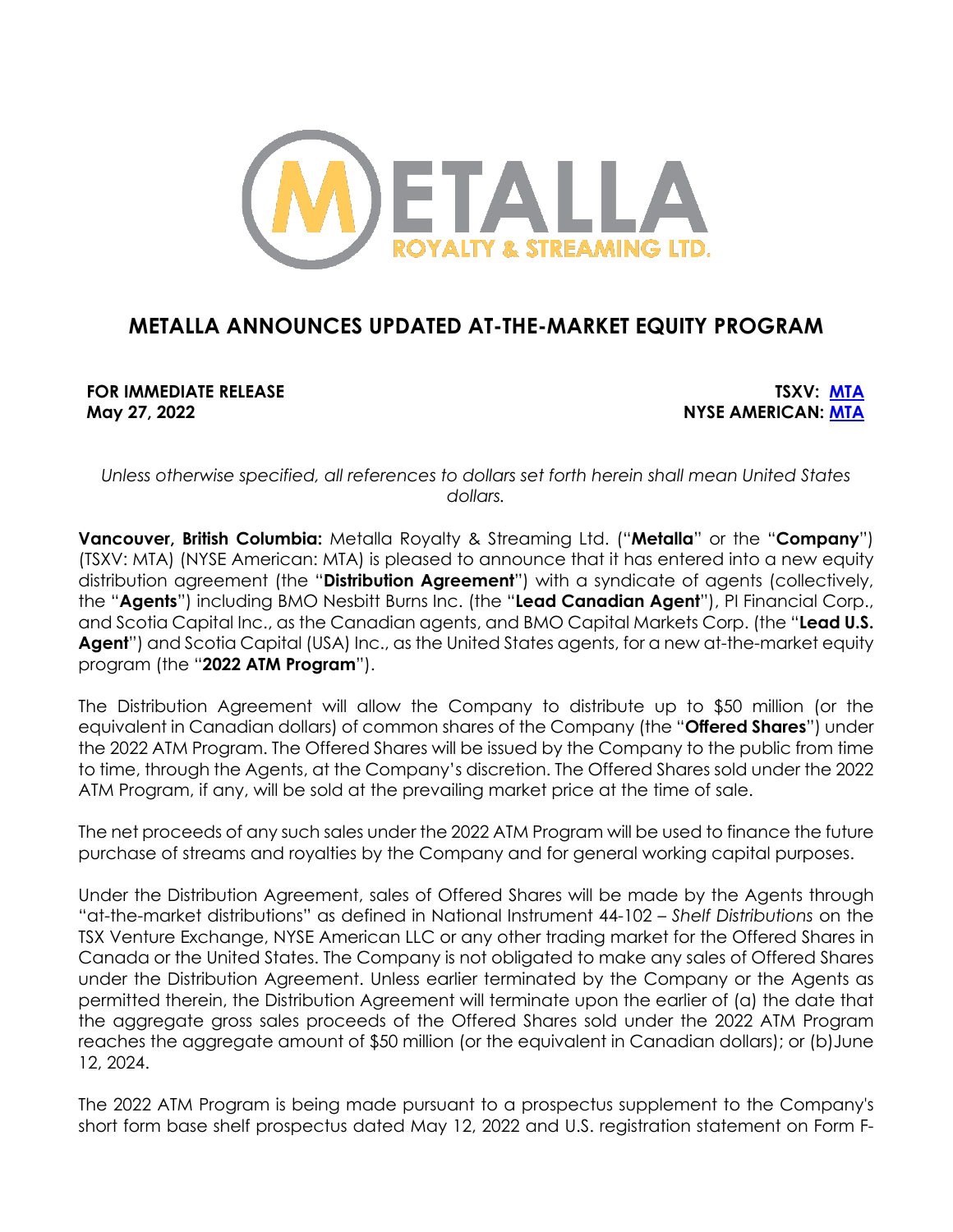# METALLA ANNOUNCES UPDATED AT-THE-MARKET EQUITY PROGRAM

**FOR IMMEDIATE RELEASE**
**May 27, 2022**

**TSXV: MTA**
**NYSE AMERICAN: MTA**

*Unless otherwise specified, all references to dollars set forth herein shall mean United States dollars.*

**Vancouver, British Columbia:** Metalla Royalty & Streaming Ltd. ("**Metalla**" or the "**Company**") (TSXV: MTA) (NYSE American: MTA) is pleased to announce that it has entered into a new equity distribution agreement (the "**Distribution Agreement**") with a syndicate of agents (collectively, the "**Agents**") including BMO Nesbitt Burns Inc. (the "**Lead Canadian Agent**"), PI Financial Corp., and Scotia Capital Inc., as the Canadian agents, and BMO Capital Markets Corp. (the "**Lead U.S. Agent**") and Scotia Capital (USA) Inc., as the United States agents, for a new at-the-market equity program (the "**2022 ATM Program**").

The Distribution Agreement will allow the Company to distribute up to $50 million (or the equivalent in Canadian dollars) of common shares of the Company (the "**Offered Shares**") under the 2022 ATM Program. The Offered Shares will be issued by the Company to the public from time to time, through the Agents, at the Company's discretion. The Offered Shares sold under the 2022 ATM Program, if any, will be sold at the prevailing market price at the time of sale.

The net proceeds of any such sales under the 2022 ATM Program will be used to finance the future purchase of streams and royalties by the Company and for general working capital purposes.

Under the Distribution Agreement, sales of Offered Shares will be made by the Agents through "at-the-market distributions" as defined in National Instrument 44-102 – *Shelf Distributions* on the TSX Venture Exchange, NYSE American LLC or any other trading market for the Offered Shares in Canada or the United States. The Company is not obligated to make any sales of Offered Shares under the Distribution Agreement. Unless earlier terminated by the Company or the Agents as permitted therein, the Distribution Agreement will terminate upon the earlier of (a) the date that the aggregate gross sales proceeds of the Offered Shares sold under the 2022 ATM Program reaches the aggregate amount of $50 million (or the equivalent in Canadian dollars); or (b) June 12, 2024.

The 2022 ATM Program is being made pursuant to a prospectus supplement to the Company's short form base shelf prospectus dated May 12, 2022 and U.S. registration statement on Form F-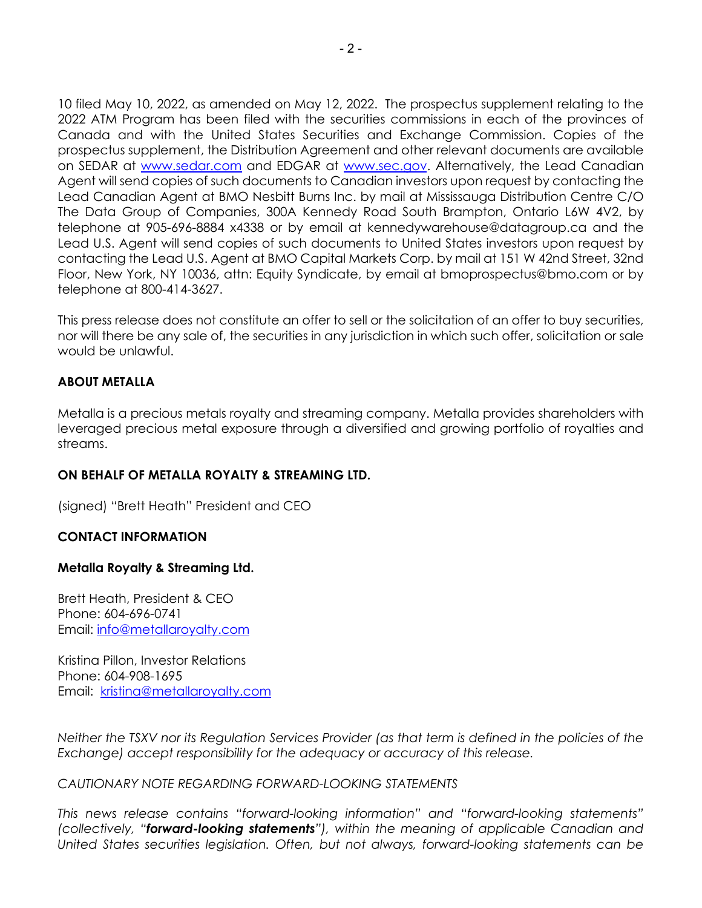10 filed May 10, 2022, as amended on May 12, 2022. The prospectus supplement relating to the 2022 ATM Program has been filed with the securities commissions in each of the provinces of Canada and with the United States Securities and Exchange Commission. Copies of the prospectus supplement, the Distribution Agreement and other relevant documents are available on SEDAR at [www.sedar.com](http://www.sedar.com) and EDGAR at [www.sec.gov](http://www.sec.gov). Alternatively, the Lead Canadian Agent will send copies of such documents to Canadian investors upon request by contacting the Lead Canadian Agent at BMO Nesbitt Burns Inc. by mail at Mississauga Distribution Centre C/O The Data Group of Companies, 300A Kennedy Road South Brampton, Ontario L6W 4V2, by telephone at 905-696-8884 x4338 or by email at kennedywarehouse@datagroup.ca and the Lead U.S. Agent will send copies of such documents to United States investors upon request by contacting the Lead U.S. Agent at BMO Capital Markets Corp. by mail at 151 W 42nd Street, 32nd Floor, New York, NY 10036, attn: Equity Syndicate, by email at bmoprospectus@bmo.com or by telephone at 800-414-3627.

This press release does not constitute an offer to sell or the solicitation of an offer to buy securities, nor will there be any sale of, the securities in any jurisdiction in which such offer, solicitation or sale would be unlawful.

**ABOUT METALLA**

Metalla is a precious metals royalty and streaming company. Metalla provides shareholders with leveraged precious metal exposure through a diversified and growing portfolio of royalties and streams.

**ON BEHALF OF METALLA ROYALTY & STREAMING LTD.**

(signed) "Brett Heath" President and CEO

**CONTACT INFORMATION**

**Metalla Royalty & Streaming Ltd.**

Brett Heath, President & CEO
Phone: 604-696-0741
Email: [info@metallaroyalty.com](mailto:info@metallaroyalty.com)

Kristina Pillon, Investor Relations
Phone: 604-908-1695
Email: [kristina@metallaroyalty.com](mailto:kristina@metallaroyalty.com)

*Neither the TSXV nor its Regulation Services Provider (as that term is defined in the policies of the Exchange) accept responsibility for the adequacy or accuracy of this release.*

*CAUTIONARY NOTE REGARDING FORWARD-LOOKING STATEMENTS*

*This news release contains "forward-looking information" and "forward-looking statements" (collectively, "**forward-looking statements**"), within the meaning of applicable Canadian and United States securities legislation. Often, but not always, forward-looking statements can be*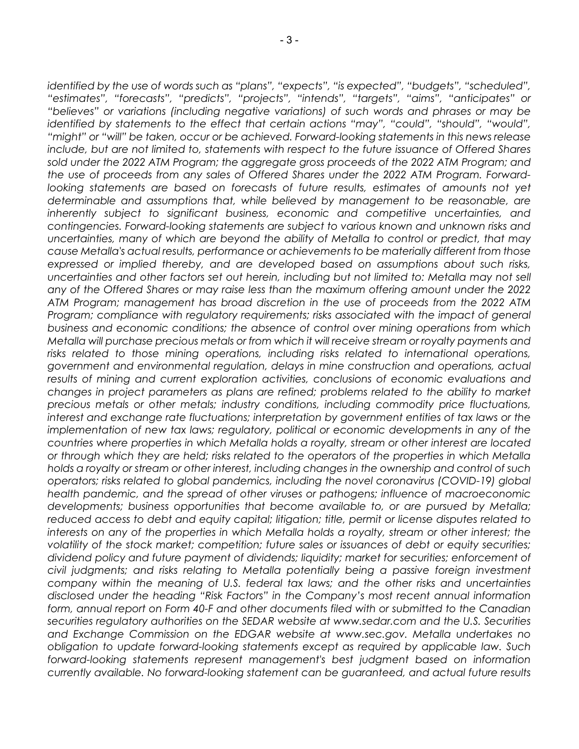*identified by the use of words such as "plans", "expects", "is expected", "budgets", "scheduled", "estimates", "forecasts", "predicts", "projects", "intends", "targets", "aims", "anticipates" or "believes" or variations (including negative variations) of such words and phrases or may be identified by statements to the effect that certain actions "may", "could", "should", "would", "might" or "will" be taken, occur or be achieved. Forward-looking statements in this news release include, but are not limited to, statements with respect to the future issuance of Offered Shares sold under the 2022 ATM Program; the aggregate gross proceeds of the 2022 ATM Program; and the use of proceeds from any sales of Offered Shares under the 2022 ATM Program. Forward-looking statements are based on forecasts of future results, estimates of amounts not yet determinable and assumptions that, while believed by management to be reasonable, are inherently subject to significant business, economic and competitive uncertainties, and contingencies. Forward-looking statements are subject to various known and unknown risks and uncertainties, many of which are beyond the ability of Metalla to control or predict, that may cause Metalla's actual results, performance or achievements to be materially different from those expressed or implied thereby, and are developed based on assumptions about such risks, uncertainties and other factors set out herein, including but not limited to: Metalla may not sell any of the Offered Shares or may raise less than the maximum offering amount under the 2022 ATM Program; management has broad discretion in the use of proceeds from the 2022 ATM Program; compliance with regulatory requirements; risks associated with the impact of general business and economic conditions; the absence of control over mining operations from which Metalla will purchase precious metals or from which it will receive stream or royalty payments and risks related to those mining operations, including risks related to international operations, government and environmental regulation, delays in mine construction and operations, actual results of mining and current exploration activities, conclusions of economic evaluations and changes in project parameters as plans are refined; problems related to the ability to market precious metals or other metals; industry conditions, including commodity price fluctuations, interest and exchange rate fluctuations; interpretation by government entities of tax laws or the implementation of new tax laws; regulatory, political or economic developments in any of the countries where properties in which Metalla holds a royalty, stream or other interest are located or through which they are held; risks related to the operators of the properties in which Metalla holds a royalty or stream or other interest, including changes in the ownership and control of such operators; risks related to global pandemics, including the novel coronavirus (COVID-19) global health pandemic, and the spread of other viruses or pathogens; influence of macroeconomic developments; business opportunities that become available to, or are pursued by Metalla; reduced access to debt and equity capital; litigation; title, permit or license disputes related to interests on any of the properties in which Metalla holds a royalty, stream or other interest; the volatility of the stock market; competition; future sales or issuances of debt or equity securities; dividend policy and future payment of dividends; liquidity; market for securities; enforcement of civil judgments; and risks relating to Metalla potentially being a passive foreign investment company within the meaning of U.S. federal tax laws; and the other risks and uncertainties disclosed under the heading "Risk Factors" in the Company's most recent annual information form, annual report on Form 40-F and other documents filed with or submitted to the Canadian securities regulatory authorities on the SEDAR website at www.sedar.com and the U.S. Securities and Exchange Commission on the EDGAR website at www.sec.gov. Metalla undertakes no obligation to update forward-looking statements except as required by applicable law. Such forward-looking statements represent management's best judgment based on information currently available. No forward-looking statement can be guaranteed, and actual future results*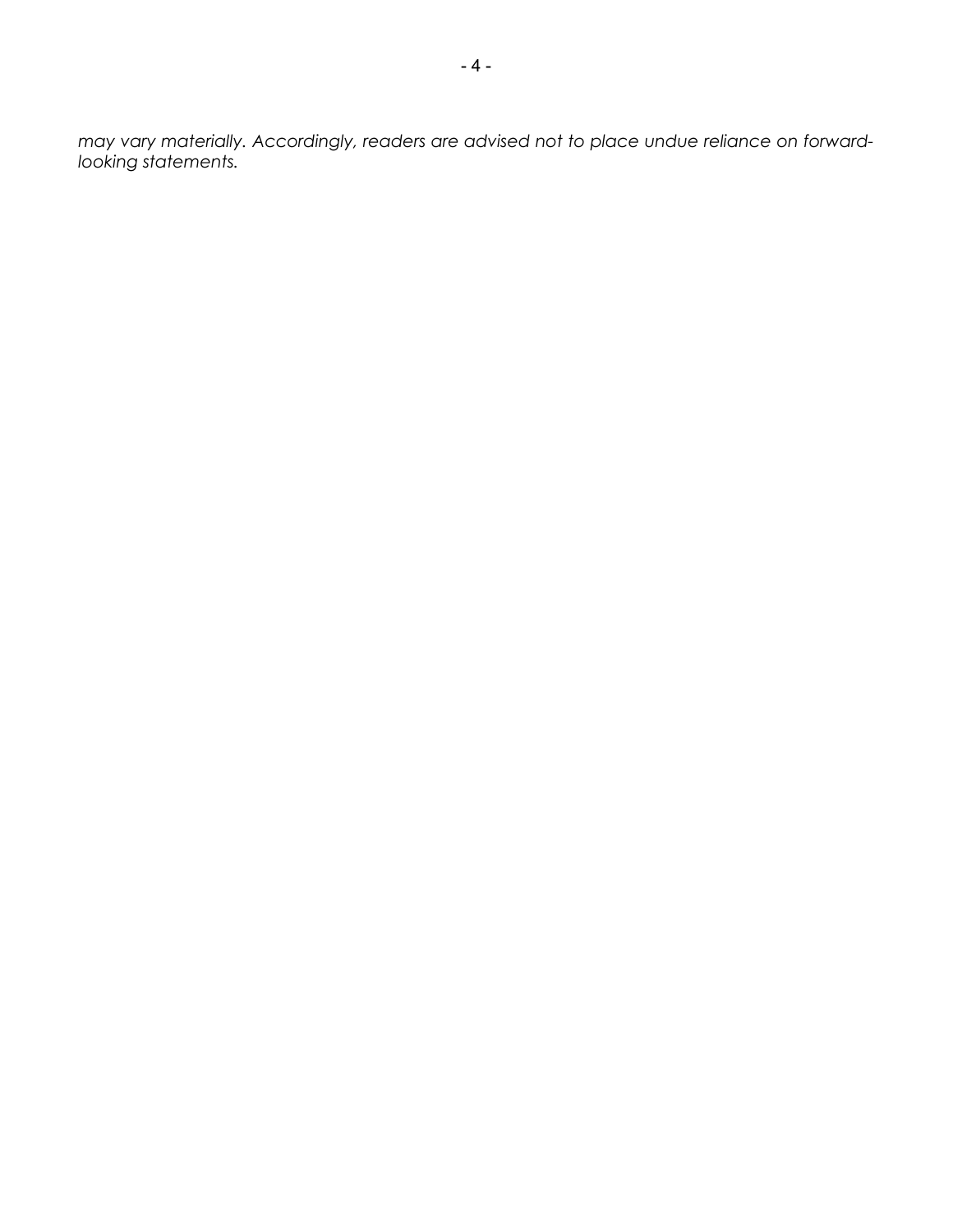*may vary materially. Accordingly, readers are advised not to place undue reliance on forward-looking statements.*